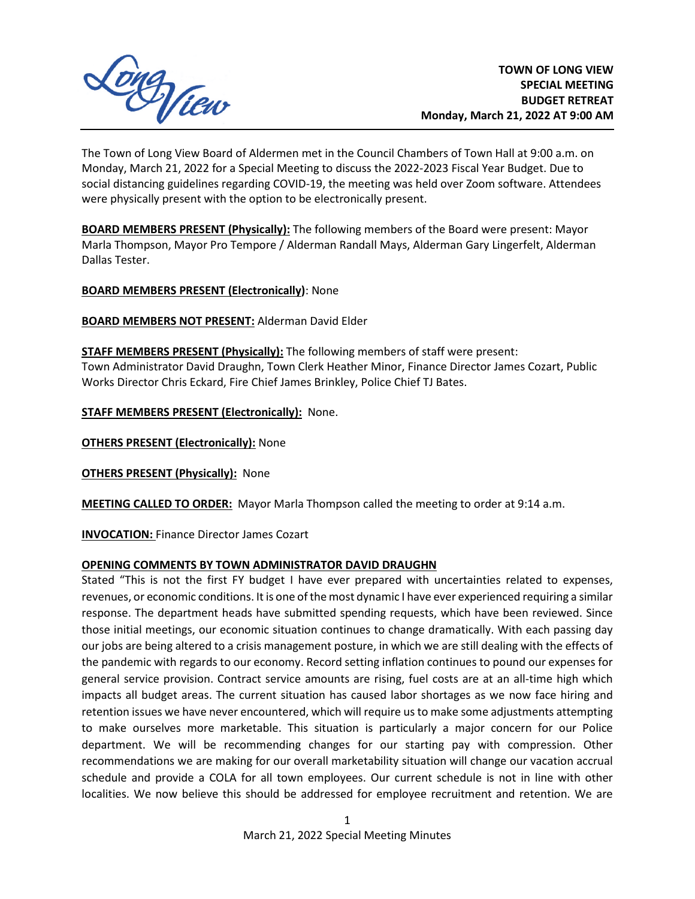**TOWN OF LONG VIEW**
**SPECIAL MEETING**
**BUDGET RETREAT**
**Monday, March 21, 2022 AT 9:00 AM**

The Town of Long View Board of Aldermen met in the Council Chambers of Town Hall at 9:00 a.m. on Monday, March 21, 2022 for a Special Meeting to discuss the 2022-2023 Fiscal Year Budget. Due to social distancing guidelines regarding COVID-19, the meeting was held over Zoom software. Attendees were physically present with the option to be electronically present.

**BOARD MEMBERS PRESENT (Physically):** The following members of the Board were present: Mayor Marla Thompson, Mayor Pro Tempore / Alderman Randall Mays, Alderman Gary Lingerfelt, Alderman Dallas Tester.

**BOARD MEMBERS PRESENT (Electronically)**: None

**BOARD MEMBERS NOT PRESENT:** Alderman David Elder

**STAFF MEMBERS PRESENT (Physically):** The following members of staff were present: Town Administrator David Draughn, Town Clerk Heather Minor, Finance Director James Cozart, Public Works Director Chris Eckard, Fire Chief James Brinkley, Police Chief TJ Bates.

**STAFF MEMBERS PRESENT (Electronically):** None.

**OTHERS PRESENT (Electronically):** None

**OTHERS PRESENT (Physically):** None

**MEETING CALLED TO ORDER:** Mayor Marla Thompson called the meeting to order at 9:14 a.m.

**INVOCATION:** Finance Director James Cozart

**OPENING COMMENTS BY TOWN ADMINISTRATOR DAVID DRAUGHN**

Stated "This is not the first FY budget I have ever prepared with uncertainties related to expenses, revenues, or economic conditions. It is one of the most dynamic I have ever experienced requiring a similar response. The department heads have submitted spending requests, which have been reviewed. Since those initial meetings, our economic situation continues to change dramatically. With each passing day our jobs are being altered to a crisis management posture, in which we are still dealing with the effects of the pandemic with regards to our economy. Record setting inflation continues to pound our expenses for general service provision. Contract service amounts are rising, fuel costs are at an all-time high which impacts all budget areas. The current situation has caused labor shortages as we now face hiring and retention issues we have never encountered, which will require us to make some adjustments attempting to make ourselves more marketable. This situation is particularly a major concern for our Police department. We will be recommending changes for our starting pay with compression. Other recommendations we are making for our overall marketability situation will change our vacation accrual schedule and provide a COLA for all town employees. Our current schedule is not in line with other localities. We now believe this should be addressed for employee recruitment and retention. We are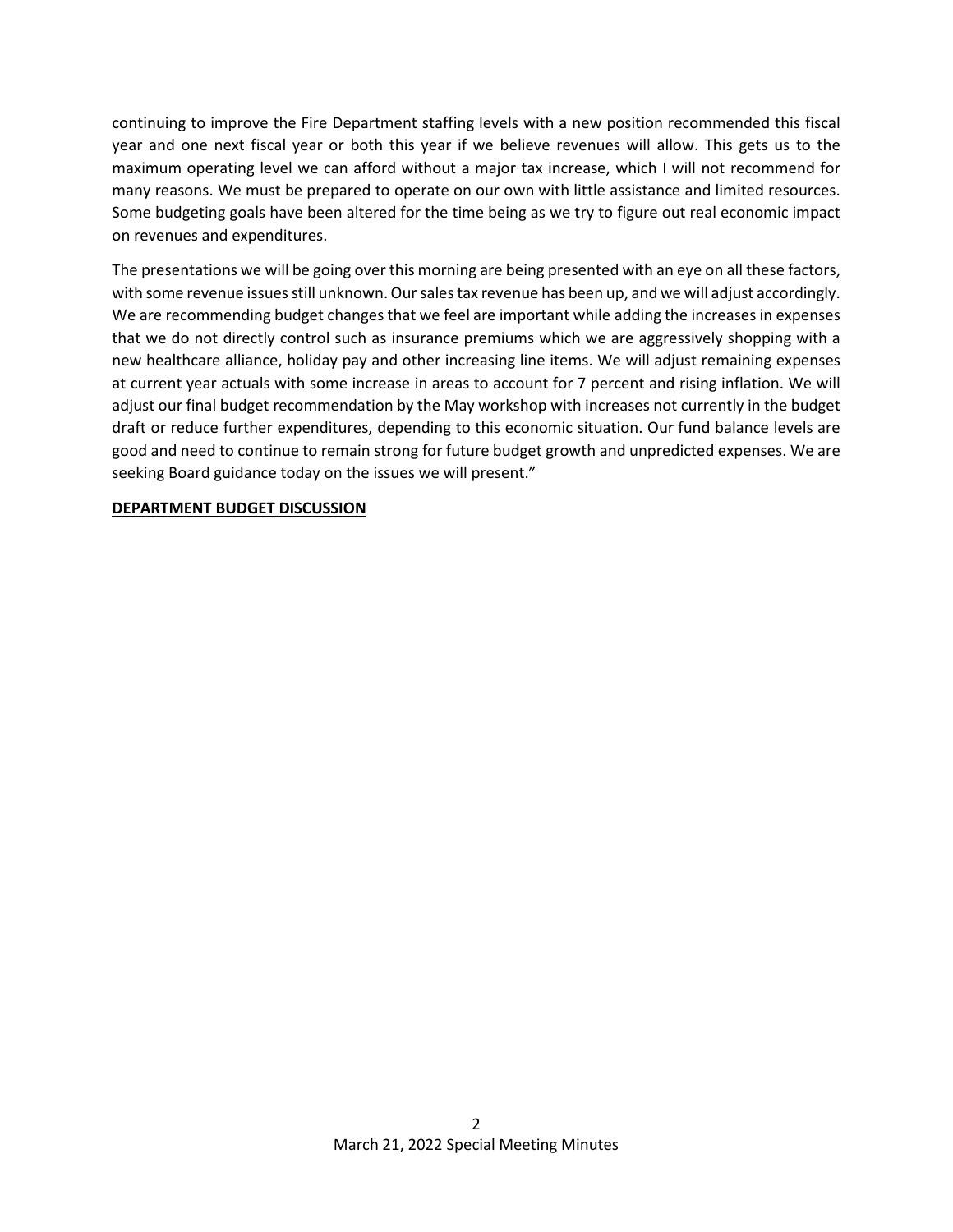continuing to improve the Fire Department staffing levels with a new position recommended this fiscal year and one next fiscal year or both this year if we believe revenues will allow. This gets us to the maximum operating level we can afford without a major tax increase, which I will not recommend for many reasons. We must be prepared to operate on our own with little assistance and limited resources. Some budgeting goals have been altered for the time being as we try to figure out real economic impact on revenues and expenditures.

The presentations we will be going over this morning are being presented with an eye on all these factors, with some revenue issues still unknown. Our sales tax revenue has been up, and we will adjust accordingly. We are recommending budget changes that we feel are important while adding the increases in expenses that we do not directly control such as insurance premiums which we are aggressively shopping with a new healthcare alliance, holiday pay and other increasing line items. We will adjust remaining expenses at current year actuals with some increase in areas to account for 7 percent and rising inflation. We will adjust our final budget recommendation by the May workshop with increases not currently in the budget draft or reduce further expenditures, depending to this economic situation. Our fund balance levels are good and need to continue to remain strong for future budget growth and unpredicted expenses. We are seeking Board guidance today on the issues we will present."

**DEPARTMENT BUDGET DISCUSSION**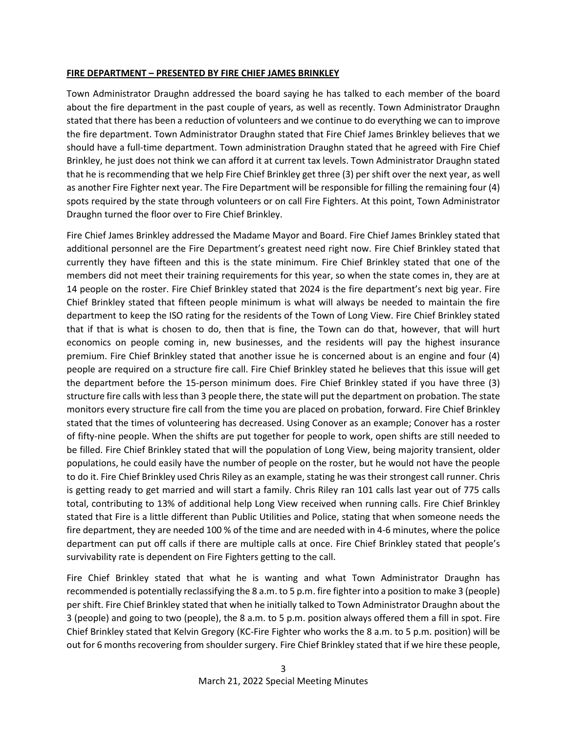**FIRE DEPARTMENT – PRESENTED BY FIRE CHIEF JAMES BRINKLEY**

Town Administrator Draughn addressed the board saying he has talked to each member of the board about the fire department in the past couple of years, as well as recently. Town Administrator Draughn stated that there has been a reduction of volunteers and we continue to do everything we can to improve the fire department. Town Administrator Draughn stated that Fire Chief James Brinkley believes that we should have a full-time department. Town administration Draughn stated that he agreed with Fire Chief Brinkley, he just does not think we can afford it at current tax levels. Town Administrator Draughn stated that he is recommending that we help Fire Chief Brinkley get three (3) per shift over the next year, as well as another Fire Fighter next year. The Fire Department will be responsible for filling the remaining four (4) spots required by the state through volunteers or on call Fire Fighters. At this point, Town Administrator Draughn turned the floor over to Fire Chief Brinkley.

Fire Chief James Brinkley addressed the Madame Mayor and Board. Fire Chief James Brinkley stated that additional personnel are the Fire Department's greatest need right now. Fire Chief Brinkley stated that currently they have fifteen and this is the state minimum. Fire Chief Brinkley stated that one of the members did not meet their training requirements for this year, so when the state comes in, they are at 14 people on the roster. Fire Chief Brinkley stated that 2024 is the fire department's next big year. Fire Chief Brinkley stated that fifteen people minimum is what will always be needed to maintain the fire department to keep the ISO rating for the residents of the Town of Long View. Fire Chief Brinkley stated that if that is what is chosen to do, then that is fine, the Town can do that, however, that will hurt economics on people coming in, new businesses, and the residents will pay the highest insurance premium. Fire Chief Brinkley stated that another issue he is concerned about is an engine and four (4) people are required on a structure fire call. Fire Chief Brinkley stated he believes that this issue will get the department before the 15-person minimum does. Fire Chief Brinkley stated if you have three (3) structure fire calls with less than 3 people there, the state will put the department on probation. The state monitors every structure fire call from the time you are placed on probation, forward. Fire Chief Brinkley stated that the times of volunteering has decreased. Using Conover as an example; Conover has a roster of fifty-nine people. When the shifts are put together for people to work, open shifts are still needed to be filled. Fire Chief Brinkley stated that will the population of Long View, being majority transient, older populations, he could easily have the number of people on the roster, but he would not have the people to do it. Fire Chief Brinkley used Chris Riley as an example, stating he was their strongest call runner. Chris is getting ready to get married and will start a family. Chris Riley ran 101 calls last year out of 775 calls total, contributing to 13% of additional help Long View received when running calls. Fire Chief Brinkley stated that Fire is a little different than Public Utilities and Police, stating that when someone needs the fire department, they are needed 100 % of the time and are needed with in 4-6 minutes, where the police department can put off calls if there are multiple calls at once. Fire Chief Brinkley stated that people's survivability rate is dependent on Fire Fighters getting to the call.

Fire Chief Brinkley stated that what he is wanting and what Town Administrator Draughn has recommended is potentially reclassifying the 8 a.m. to 5 p.m. fire fighter into a position to make 3 (people) per shift. Fire Chief Brinkley stated that when he initially talked to Town Administrator Draughn about the 3 (people) and going to two (people), the 8 a.m. to 5 p.m. position always offered them a fill in spot. Fire Chief Brinkley stated that Kelvin Gregory (KC-Fire Fighter who works the 8 a.m. to 5 p.m. position) will be out for 6 months recovering from shoulder surgery. Fire Chief Brinkley stated that if we hire these people,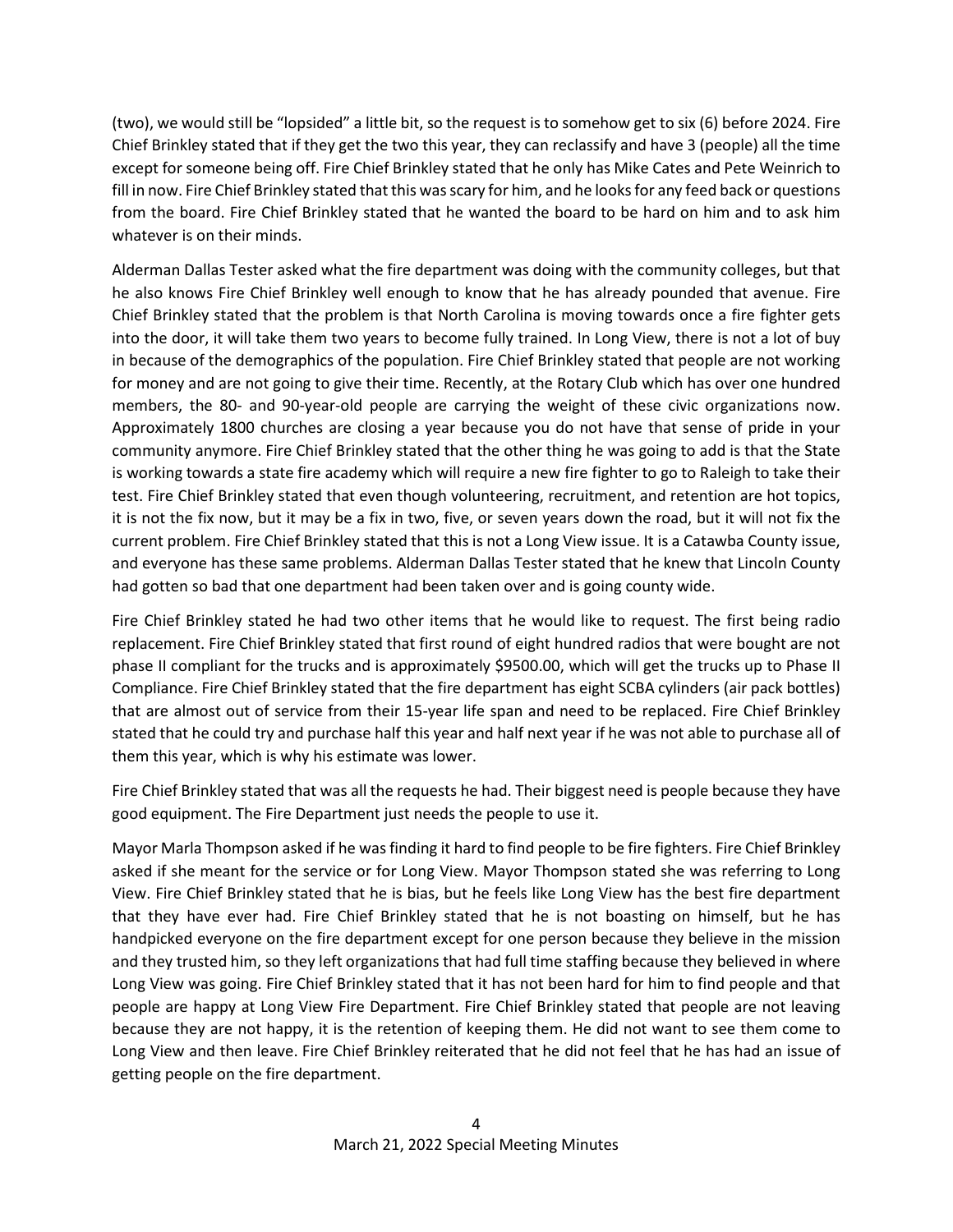(two), we would still be "lopsided" a little bit, so the request is to somehow get to six (6) before 2024. Fire Chief Brinkley stated that if they get the two this year, they can reclassify and have 3 (people) all the time except for someone being off. Fire Chief Brinkley stated that he only has Mike Cates and Pete Weinrich to fill in now. Fire Chief Brinkley stated that this was scary for him, and he looks for any feed back or questions from the board. Fire Chief Brinkley stated that he wanted the board to be hard on him and to ask him whatever is on their minds.

Alderman Dallas Tester asked what the fire department was doing with the community colleges, but that he also knows Fire Chief Brinkley well enough to know that he has already pounded that avenue. Fire Chief Brinkley stated that the problem is that North Carolina is moving towards once a fire fighter gets into the door, it will take them two years to become fully trained. In Long View, there is not a lot of buy in because of the demographics of the population. Fire Chief Brinkley stated that people are not working for money and are not going to give their time. Recently, at the Rotary Club which has over one hundred members, the 80- and 90-year-old people are carrying the weight of these civic organizations now. Approximately 1800 churches are closing a year because you do not have that sense of pride in your community anymore. Fire Chief Brinkley stated that the other thing he was going to add is that the State is working towards a state fire academy which will require a new fire fighter to go to Raleigh to take their test. Fire Chief Brinkley stated that even though volunteering, recruitment, and retention are hot topics, it is not the fix now, but it may be a fix in two, five, or seven years down the road, but it will not fix the current problem. Fire Chief Brinkley stated that this is not a Long View issue. It is a Catawba County issue, and everyone has these same problems. Alderman Dallas Tester stated that he knew that Lincoln County had gotten so bad that one department had been taken over and is going county wide.

Fire Chief Brinkley stated he had two other items that he would like to request. The first being radio replacement. Fire Chief Brinkley stated that first round of eight hundred radios that were bought are not phase II compliant for the trucks and is approximately $9500.00, which will get the trucks up to Phase II Compliance. Fire Chief Brinkley stated that the fire department has eight SCBA cylinders (air pack bottles) that are almost out of service from their 15-year life span and need to be replaced. Fire Chief Brinkley stated that he could try and purchase half this year and half next year if he was not able to purchase all of them this year, which is why his estimate was lower.

Fire Chief Brinkley stated that was all the requests he had. Their biggest need is people because they have good equipment. The Fire Department just needs the people to use it.

Mayor Marla Thompson asked if he was finding it hard to find people to be fire fighters. Fire Chief Brinkley asked if she meant for the service or for Long View. Mayor Thompson stated she was referring to Long View. Fire Chief Brinkley stated that he is bias, but he feels like Long View has the best fire department that they have ever had. Fire Chief Brinkley stated that he is not boasting on himself, but he has handpicked everyone on the fire department except for one person because they believe in the mission and they trusted him, so they left organizations that had full time staffing because they believed in where Long View was going. Fire Chief Brinkley stated that it has not been hard for him to find people and that people are happy at Long View Fire Department. Fire Chief Brinkley stated that people are not leaving because they are not happy, it is the retention of keeping them. He did not want to see them come to Long View and then leave. Fire Chief Brinkley reiterated that he did not feel that he has had an issue of getting people on the fire department.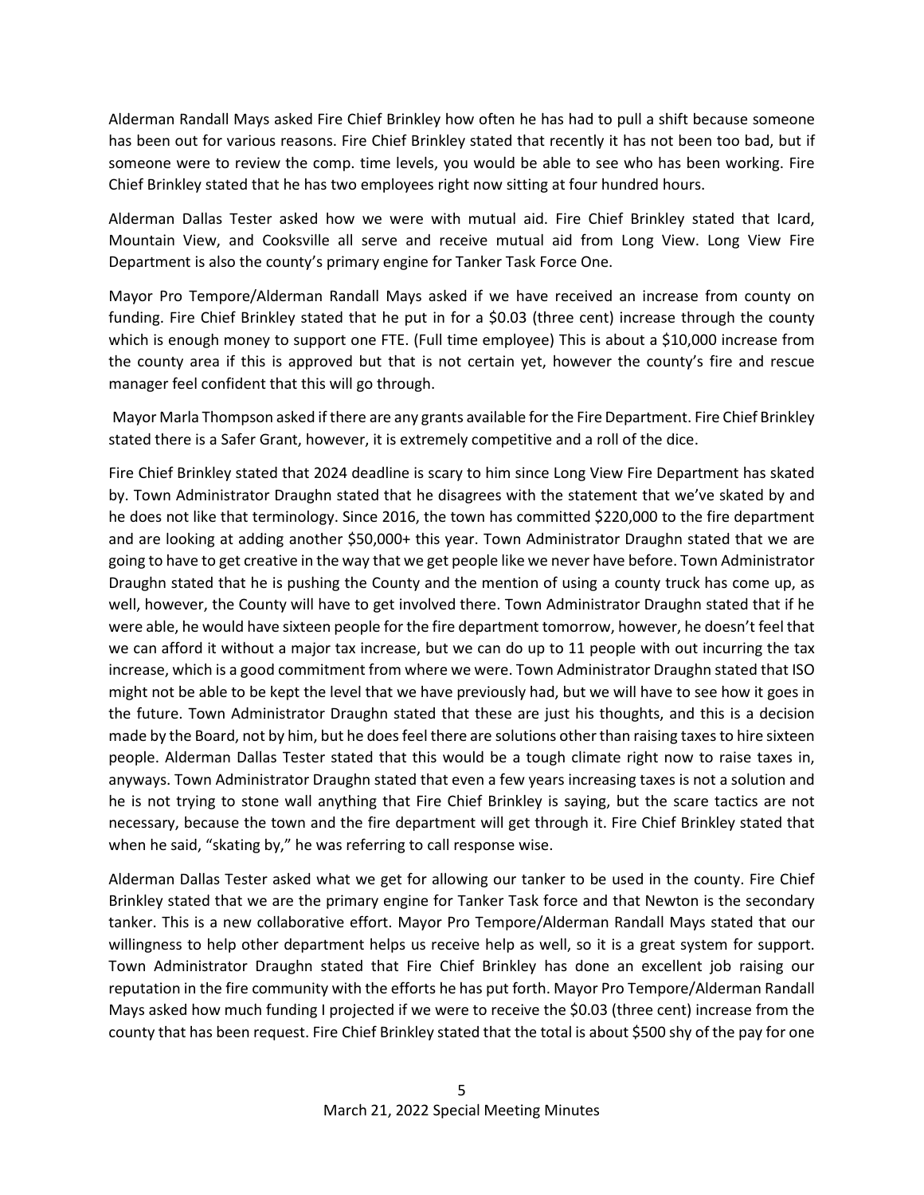Alderman Randall Mays asked Fire Chief Brinkley how often he has had to pull a shift because someone has been out for various reasons. Fire Chief Brinkley stated that recently it has not been too bad, but if someone were to review the comp. time levels, you would be able to see who has been working. Fire Chief Brinkley stated that he has two employees right now sitting at four hundred hours.

Alderman Dallas Tester asked how we were with mutual aid. Fire Chief Brinkley stated that Icard, Mountain View, and Cooksville all serve and receive mutual aid from Long View. Long View Fire Department is also the county's primary engine for Tanker Task Force One.

Mayor Pro Tempore/Alderman Randall Mays asked if we have received an increase from county on funding. Fire Chief Brinkley stated that he put in for a $0.03 (three cent) increase through the county which is enough money to support one FTE. (Full time employee) This is about a $10,000 increase from the county area if this is approved but that is not certain yet, however the county's fire and rescue manager feel confident that this will go through.

Mayor Marla Thompson asked if there are any grants available for the Fire Department. Fire Chief Brinkley stated there is a Safer Grant, however, it is extremely competitive and a roll of the dice.

Fire Chief Brinkley stated that 2024 deadline is scary to him since Long View Fire Department has skated by. Town Administrator Draughn stated that he disagrees with the statement that we've skated by and he does not like that terminology. Since 2016, the town has committed $220,000 to the fire department and are looking at adding another $50,000+ this year. Town Administrator Draughn stated that we are going to have to get creative in the way that we get people like we never have before. Town Administrator Draughn stated that he is pushing the County and the mention of using a county truck has come up, as well, however, the County will have to get involved there. Town Administrator Draughn stated that if he were able, he would have sixteen people for the fire department tomorrow, however, he doesn't feel that we can afford it without a major tax increase, but we can do up to 11 people with out incurring the tax increase, which is a good commitment from where we were. Town Administrator Draughn stated that ISO might not be able to be kept the level that we have previously had, but we will have to see how it goes in the future. Town Administrator Draughn stated that these are just his thoughts, and this is a decision made by the Board, not by him, but he does feel there are solutions other than raising taxes to hire sixteen people. Alderman Dallas Tester stated that this would be a tough climate right now to raise taxes in, anyways. Town Administrator Draughn stated that even a few years increasing taxes is not a solution and he is not trying to stone wall anything that Fire Chief Brinkley is saying, but the scare tactics are not necessary, because the town and the fire department will get through it. Fire Chief Brinkley stated that when he said, "skating by," he was referring to call response wise.

Alderman Dallas Tester asked what we get for allowing our tanker to be used in the county. Fire Chief Brinkley stated that we are the primary engine for Tanker Task force and that Newton is the secondary tanker. This is a new collaborative effort. Mayor Pro Tempore/Alderman Randall Mays stated that our willingness to help other department helps us receive help as well, so it is a great system for support. Town Administrator Draughn stated that Fire Chief Brinkley has done an excellent job raising our reputation in the fire community with the efforts he has put forth. Mayor Pro Tempore/Alderman Randall Mays asked how much funding I projected if we were to receive the $0.03 (three cent) increase from the county that has been request. Fire Chief Brinkley stated that the total is about $500 shy of the pay for one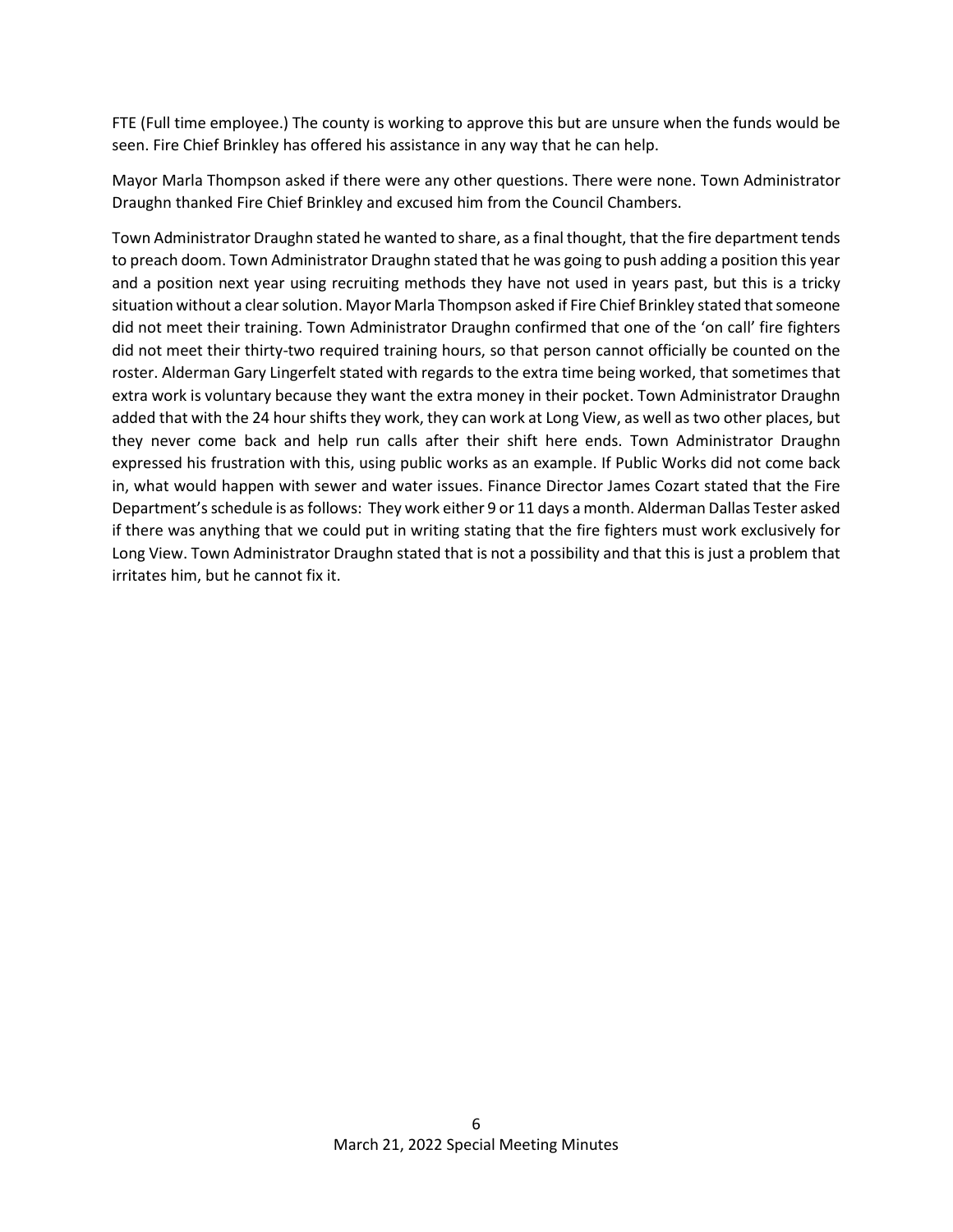FTE (Full time employee.) The county is working to approve this but are unsure when the funds would be seen. Fire Chief Brinkley has offered his assistance in any way that he can help.

Mayor Marla Thompson asked if there were any other questions. There were none. Town Administrator Draughn thanked Fire Chief Brinkley and excused him from the Council Chambers.

Town Administrator Draughn stated he wanted to share, as a final thought, that the fire department tends to preach doom. Town Administrator Draughn stated that he was going to push adding a position this year and a position next year using recruiting methods they have not used in years past, but this is a tricky situation without a clear solution. Mayor Marla Thompson asked if Fire Chief Brinkley stated that someone did not meet their training. Town Administrator Draughn confirmed that one of the 'on call' fire fighters did not meet their thirty-two required training hours, so that person cannot officially be counted on the roster. Alderman Gary Lingerfelt stated with regards to the extra time being worked, that sometimes that extra work is voluntary because they want the extra money in their pocket. Town Administrator Draughn added that with the 24 hour shifts they work, they can work at Long View, as well as two other places, but they never come back and help run calls after their shift here ends. Town Administrator Draughn expressed his frustration with this, using public works as an example. If Public Works did not come back in, what would happen with sewer and water issues. Finance Director James Cozart stated that the Fire Department's schedule is as follows: They work either 9 or 11 days a month. Alderman Dallas Tester asked if there was anything that we could put in writing stating that the fire fighters must work exclusively for Long View. Town Administrator Draughn stated that is not a possibility and that this is just a problem that irritates him, but he cannot fix it.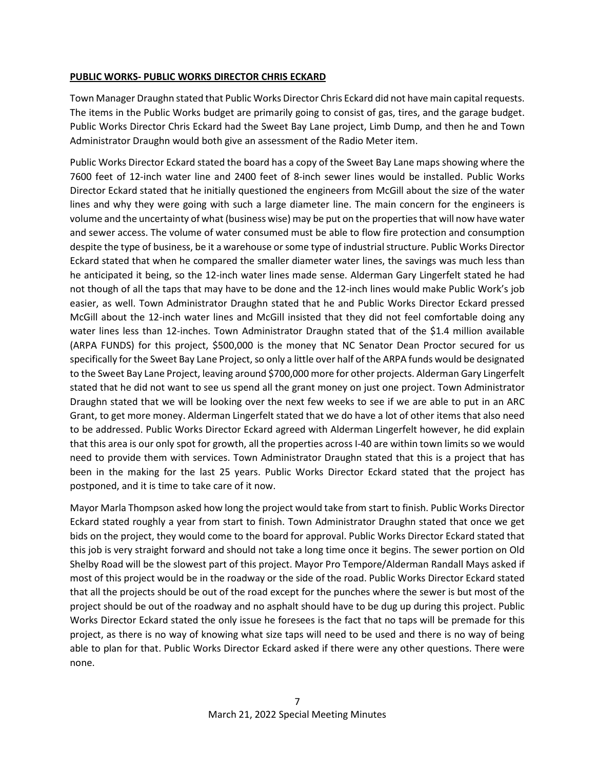**PUBLIC WORKS- PUBLIC WORKS DIRECTOR CHRIS ECKARD**

Town Manager Draughn stated that Public Works Director Chris Eckard did not have main capital requests. The items in the Public Works budget are primarily going to consist of gas, tires, and the garage budget. Public Works Director Chris Eckard had the Sweet Bay Lane project, Limb Dump, and then he and Town Administrator Draughn would both give an assessment of the Radio Meter item.

Public Works Director Eckard stated the board has a copy of the Sweet Bay Lane maps showing where the 7600 feet of 12-inch water line and 2400 feet of 8-inch sewer lines would be installed. Public Works Director Eckard stated that he initially questioned the engineers from McGill about the size of the water lines and why they were going with such a large diameter line. The main concern for the engineers is volume and the uncertainty of what (business wise) may be put on the properties that will now have water and sewer access. The volume of water consumed must be able to flow fire protection and consumption despite the type of business, be it a warehouse or some type of industrial structure. Public Works Director Eckard stated that when he compared the smaller diameter water lines, the savings was much less than he anticipated it being, so the 12-inch water lines made sense. Alderman Gary Lingerfelt stated he had not though of all the taps that may have to be done and the 12-inch lines would make Public Work's job easier, as well. Town Administrator Draughn stated that he and Public Works Director Eckard pressed McGill about the 12-inch water lines and McGill insisted that they did not feel comfortable doing any water lines less than 12-inches. Town Administrator Draughn stated that of the $1.4 million available (ARPA FUNDS) for this project, $500,000 is the money that NC Senator Dean Proctor secured for us specifically for the Sweet Bay Lane Project, so only a little over half of the ARPA funds would be designated to the Sweet Bay Lane Project, leaving around $700,000 more for other projects. Alderman Gary Lingerfelt stated that he did not want to see us spend all the grant money on just one project. Town Administrator Draughn stated that we will be looking over the next few weeks to see if we are able to put in an ARC Grant, to get more money. Alderman Lingerfelt stated that we do have a lot of other items that also need to be addressed. Public Works Director Eckard agreed with Alderman Lingerfelt however, he did explain that this area is our only spot for growth, all the properties across I-40 are within town limits so we would need to provide them with services. Town Administrator Draughn stated that this is a project that has been in the making for the last 25 years. Public Works Director Eckard stated that the project has postponed, and it is time to take care of it now.

Mayor Marla Thompson asked how long the project would take from start to finish. Public Works Director Eckard stated roughly a year from start to finish. Town Administrator Draughn stated that once we get bids on the project, they would come to the board for approval. Public Works Director Eckard stated that this job is very straight forward and should not take a long time once it begins. The sewer portion on Old Shelby Road will be the slowest part of this project. Mayor Pro Tempore/Alderman Randall Mays asked if most of this project would be in the roadway or the side of the road. Public Works Director Eckard stated that all the projects should be out of the road except for the punches where the sewer is but most of the project should be out of the roadway and no asphalt should have to be dug up during this project. Public Works Director Eckard stated the only issue he foresees is the fact that no taps will be premade for this project, as there is no way of knowing what size taps will need to be used and there is no way of being able to plan for that. Public Works Director Eckard asked if there were any other questions. There were none.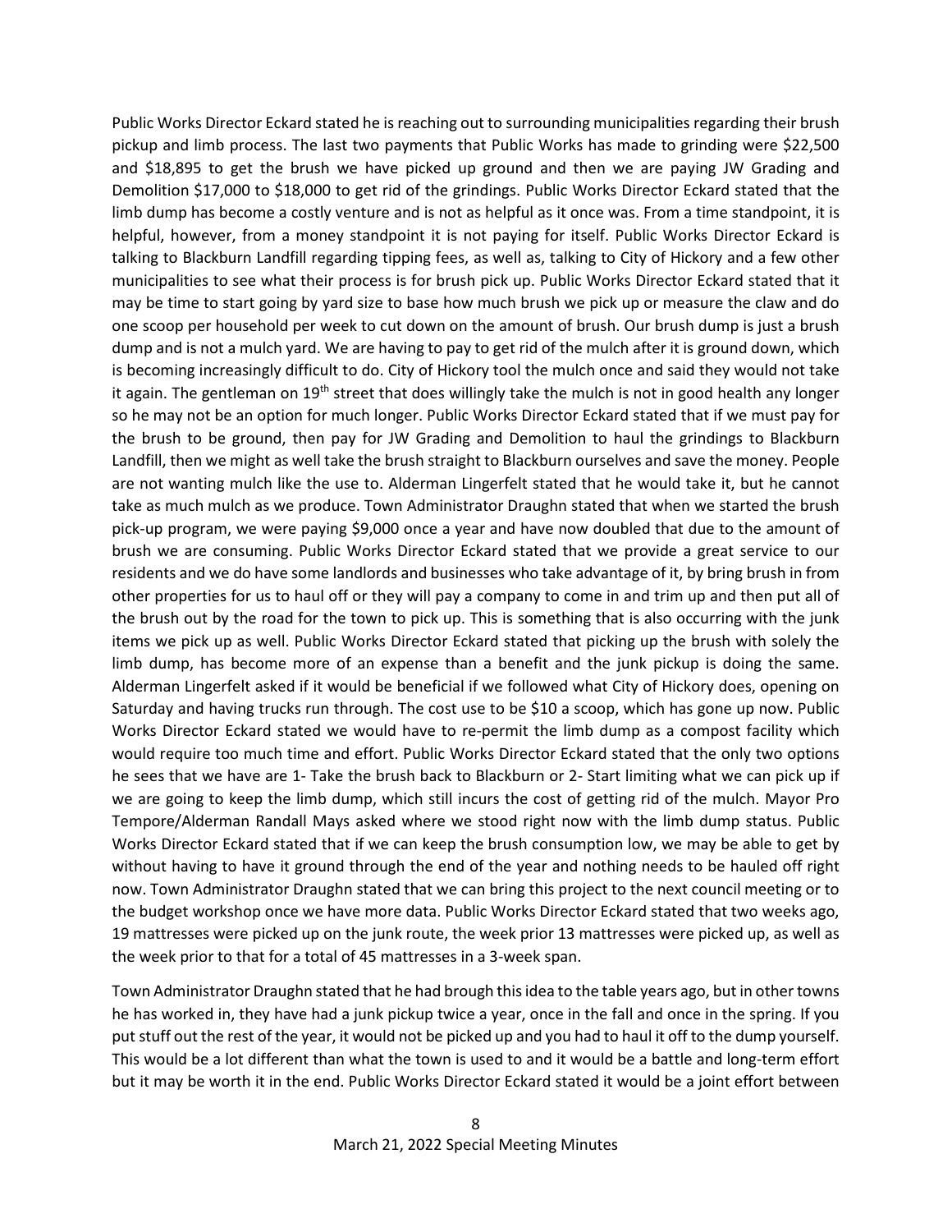Public Works Director Eckard stated he is reaching out to surrounding municipalities regarding their brush pickup and limb process. The last two payments that Public Works has made to grinding were $22,500 and $18,895 to get the brush we have picked up ground and then we are paying JW Grading and Demolition $17,000 to $18,000 to get rid of the grindings. Public Works Director Eckard stated that the limb dump has become a costly venture and is not as helpful as it once was. From a time standpoint, it is helpful, however, from a money standpoint it is not paying for itself. Public Works Director Eckard is talking to Blackburn Landfill regarding tipping fees, as well as, talking to City of Hickory and a few other municipalities to see what their process is for brush pick up. Public Works Director Eckard stated that it may be time to start going by yard size to base how much brush we pick up or measure the claw and do one scoop per household per week to cut down on the amount of brush. Our brush dump is just a brush dump and is not a mulch yard. We are having to pay to get rid of the mulch after it is ground down, which is becoming increasingly difficult to do. City of Hickory tool the mulch once and said they would not take it again. The gentleman on 19th street that does willingly take the mulch is not in good health any longer so he may not be an option for much longer. Public Works Director Eckard stated that if we must pay for the brush to be ground, then pay for JW Grading and Demolition to haul the grindings to Blackburn Landfill, then we might as well take the brush straight to Blackburn ourselves and save the money. People are not wanting mulch like the use to. Alderman Lingerfelt stated that he would take it, but he cannot take as much mulch as we produce. Town Administrator Draughn stated that when we started the brush pick-up program, we were paying $9,000 once a year and have now doubled that due to the amount of brush we are consuming. Public Works Director Eckard stated that we provide a great service to our residents and we do have some landlords and businesses who take advantage of it, by bring brush in from other properties for us to haul off or they will pay a company to come in and trim up and then put all of the brush out by the road for the town to pick up. This is something that is also occurring with the junk items we pick up as well. Public Works Director Eckard stated that picking up the brush with solely the limb dump, has become more of an expense than a benefit and the junk pickup is doing the same. Alderman Lingerfelt asked if it would be beneficial if we followed what City of Hickory does, opening on Saturday and having trucks run through. The cost use to be $10 a scoop, which has gone up now. Public Works Director Eckard stated we would have to re-permit the limb dump as a compost facility which would require too much time and effort. Public Works Director Eckard stated that the only two options he sees that we have are 1- Take the brush back to Blackburn or 2- Start limiting what we can pick up if we are going to keep the limb dump, which still incurs the cost of getting rid of the mulch. Mayor Pro Tempore/Alderman Randall Mays asked where we stood right now with the limb dump status. Public Works Director Eckard stated that if we can keep the brush consumption low, we may be able to get by without having to have it ground through the end of the year and nothing needs to be hauled off right now. Town Administrator Draughn stated that we can bring this project to the next council meeting or to the budget workshop once we have more data. Public Works Director Eckard stated that two weeks ago, 19 mattresses were picked up on the junk route, the week prior 13 mattresses were picked up, as well as the week prior to that for a total of 45 mattresses in a 3-week span.

Town Administrator Draughn stated that he had brough this idea to the table years ago, but in other towns he has worked in, they have had a junk pickup twice a year, once in the fall and once in the spring. If you put stuff out the rest of the year, it would not be picked up and you had to haul it off to the dump yourself. This would be a lot different than what the town is used to and it would be a battle and long-term effort but it may be worth it in the end. Public Works Director Eckard stated it would be a joint effort between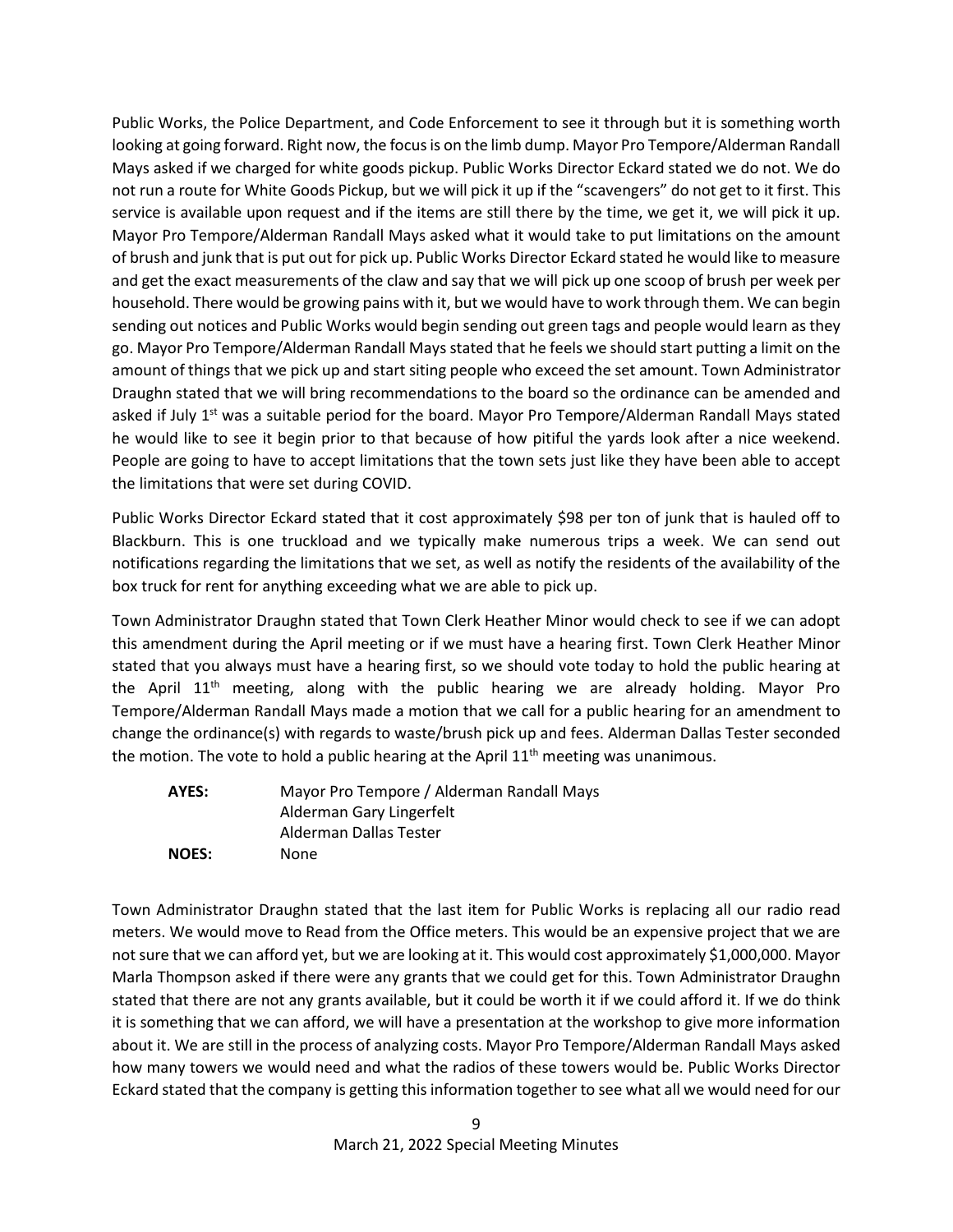Public Works, the Police Department, and Code Enforcement to see it through but it is something worth looking at going forward. Right now, the focus is on the limb dump. Mayor Pro Tempore/Alderman Randall Mays asked if we charged for white goods pickup. Public Works Director Eckard stated we do not. We do not run a route for White Goods Pickup, but we will pick it up if the "scavengers" do not get to it first. This service is available upon request and if the items are still there by the time, we get it, we will pick it up. Mayor Pro Tempore/Alderman Randall Mays asked what it would take to put limitations on the amount of brush and junk that is put out for pick up. Public Works Director Eckard stated he would like to measure and get the exact measurements of the claw and say that we will pick up one scoop of brush per week per household. There would be growing pains with it, but we would have to work through them. We can begin sending out notices and Public Works would begin sending out green tags and people would learn as they go. Mayor Pro Tempore/Alderman Randall Mays stated that he feels we should start putting a limit on the amount of things that we pick up and start siting people who exceed the set amount. Town Administrator Draughn stated that we will bring recommendations to the board so the ordinance can be amended and asked if July 1st was a suitable period for the board. Mayor Pro Tempore/Alderman Randall Mays stated he would like to see it begin prior to that because of how pitiful the yards look after a nice weekend. People are going to have to accept limitations that the town sets just like they have been able to accept the limitations that were set during COVID.

Public Works Director Eckard stated that it cost approximately $98 per ton of junk that is hauled off to Blackburn. This is one truckload and we typically make numerous trips a week. We can send out notifications regarding the limitations that we set, as well as notify the residents of the availability of the box truck for rent for anything exceeding what we are able to pick up.

Town Administrator Draughn stated that Town Clerk Heather Minor would check to see if we can adopt this amendment during the April meeting or if we must have a hearing first. Town Clerk Heather Minor stated that you always must have a hearing first, so we should vote today to hold the public hearing at the April 11th meeting, along with the public hearing we are already holding. Mayor Pro Tempore/Alderman Randall Mays made a motion that we call for a public hearing for an amendment to change the ordinance(s) with regards to waste/brush pick up and fees. Alderman Dallas Tester seconded the motion. The vote to hold a public hearing at the April 11th meeting was unanimous.

**AYES:** Mayor Pro Tempore / Alderman Randall Mays
Alderman Gary Lingerfelt
Alderman Dallas Tester
**NOES:** None

Town Administrator Draughn stated that the last item for Public Works is replacing all our radio read meters. We would move to Read from the Office meters. This would be an expensive project that we are not sure that we can afford yet, but we are looking at it. This would cost approximately $1,000,000. Mayor Marla Thompson asked if there were any grants that we could get for this. Town Administrator Draughn stated that there are not any grants available, but it could be worth it if we could afford it. If we do think it is something that we can afford, we will have a presentation at the workshop to give more information about it. We are still in the process of analyzing costs. Mayor Pro Tempore/Alderman Randall Mays asked how many towers we would need and what the radios of these towers would be. Public Works Director Eckard stated that the company is getting this information together to see what all we would need for our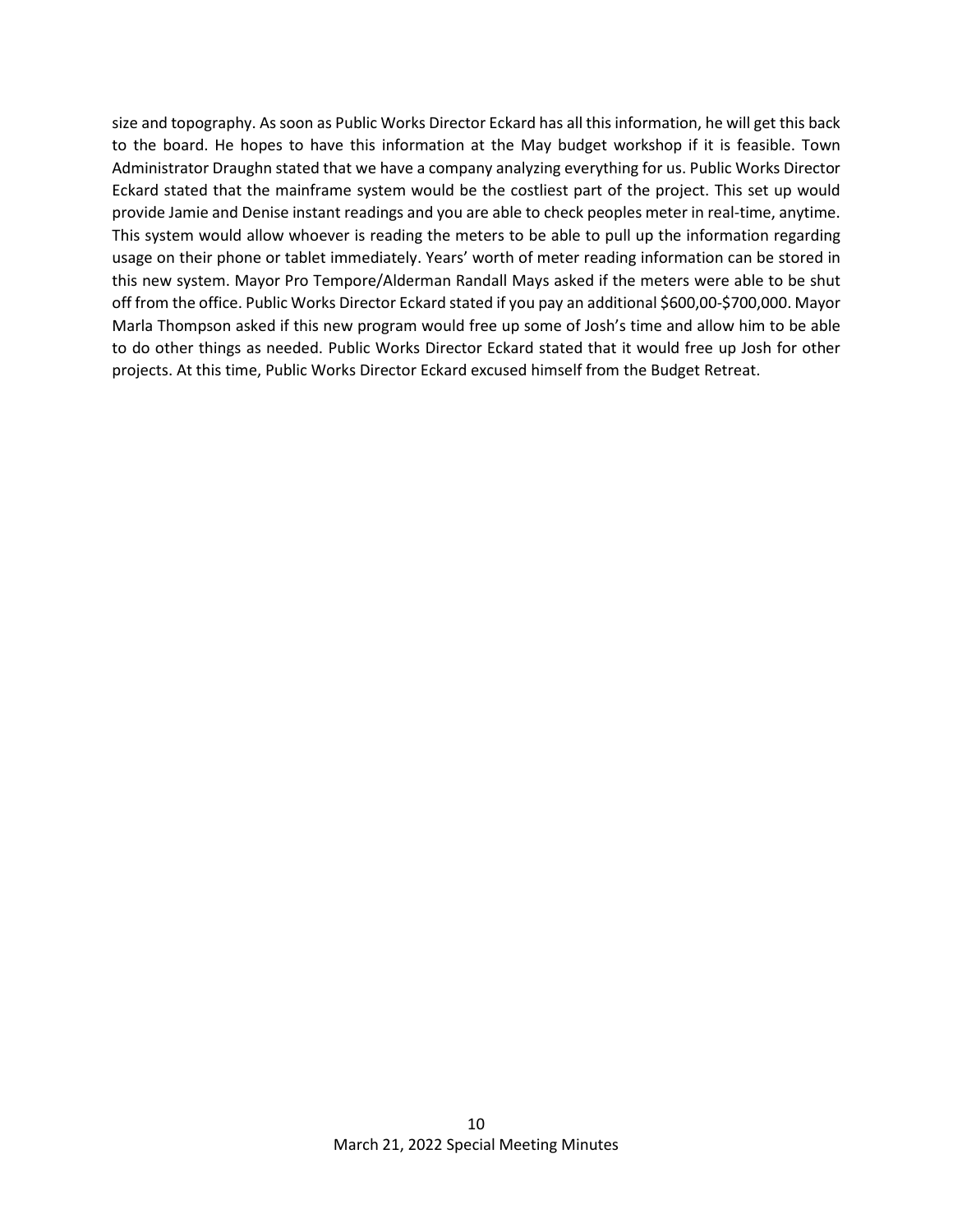size and topography. As soon as Public Works Director Eckard has all this information, he will get this back to the board. He hopes to have this information at the May budget workshop if it is feasible. Town Administrator Draughn stated that we have a company analyzing everything for us. Public Works Director Eckard stated that the mainframe system would be the costliest part of the project. This set up would provide Jamie and Denise instant readings and you are able to check peoples meter in real-time, anytime. This system would allow whoever is reading the meters to be able to pull up the information regarding usage on their phone or tablet immediately. Years' worth of meter reading information can be stored in this new system. Mayor Pro Tempore/Alderman Randall Mays asked if the meters were able to be shut off from the office. Public Works Director Eckard stated if you pay an additional $600,00-$700,000. Mayor Marla Thompson asked if this new program would free up some of Josh's time and allow him to be able to do other things as needed. Public Works Director Eckard stated that it would free up Josh for other projects. At this time, Public Works Director Eckard excused himself from the Budget Retreat.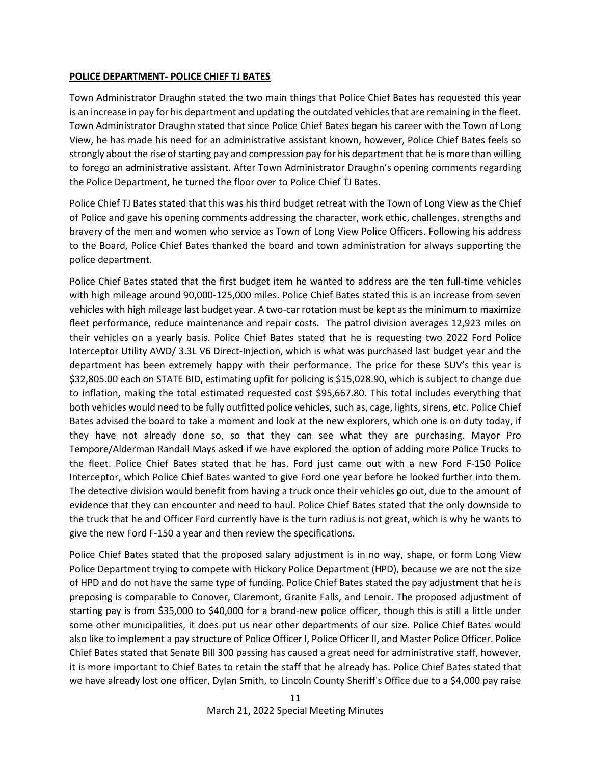**POLICE DEPARTMENT- POLICE CHIEF TJ BATES**

Town Administrator Draughn stated the two main things that Police Chief Bates has requested this year is an increase in pay for his department and updating the outdated vehicles that are remaining in the fleet. Town Administrator Draughn stated that since Police Chief Bates began his career with the Town of Long View, he has made his need for an administrative assistant known, however, Police Chief Bates feels so strongly about the rise of starting pay and compression pay for his department that he is more than willing to forego an administrative assistant. After Town Administrator Draughn's opening comments regarding the Police Department, he turned the floor over to Police Chief TJ Bates.

Police Chief TJ Bates stated that this was his third budget retreat with the Town of Long View as the Chief of Police and gave his opening comments addressing the character, work ethic, challenges, strengths and bravery of the men and women who service as Town of Long View Police Officers. Following his address to the Board, Police Chief Bates thanked the board and town administration for always supporting the police department.

Police Chief Bates stated that the first budget item he wanted to address are the ten full-time vehicles with high mileage around 90,000-125,000 miles. Police Chief Bates stated this is an increase from seven vehicles with high mileage last budget year. A two-car rotation must be kept as the minimum to maximize fleet performance, reduce maintenance and repair costs. The patrol division averages 12,923 miles on their vehicles on a yearly basis. Police Chief Bates stated that he is requesting two 2022 Ford Police Interceptor Utility AWD/ 3.3L V6 Direct-Injection, which is what was purchased last budget year and the department has been extremely happy with their performance. The price for these SUV's this year is $32,805.00 each on STATE BID, estimating upfit for policing is $15,028.90, which is subject to change due to inflation, making the total estimated requested cost $95,667.80. This total includes everything that both vehicles would need to be fully outfitted police vehicles, such as, cage, lights, sirens, etc. Police Chief Bates advised the board to take a moment and look at the new explorers, which one is on duty today, if they have not already done so, so that they can see what they are purchasing. Mayor Pro Tempore/Alderman Randall Mays asked if we have explored the option of adding more Police Trucks to the fleet. Police Chief Bates stated that he has. Ford just came out with a new Ford F-150 Police Interceptor, which Police Chief Bates wanted to give Ford one year before he looked further into them. The detective division would benefit from having a truck once their vehicles go out, due to the amount of evidence that they can encounter and need to haul. Police Chief Bates stated that the only downside to the truck that he and Officer Ford currently have is the turn radius is not great, which is why he wants to give the new Ford F-150 a year and then review the specifications.

Police Chief Bates stated that the proposed salary adjustment is in no way, shape, or form Long View Police Department trying to compete with Hickory Police Department (HPD), because we are not the size of HPD and do not have the same type of funding. Police Chief Bates stated the pay adjustment that he is preposing is comparable to Conover, Claremont, Granite Falls, and Lenoir. The proposed adjustment of starting pay is from $35,000 to $40,000 for a brand-new police officer, though this is still a little under some other municipalities, it does put us near other departments of our size. Police Chief Bates would also like to implement a pay structure of Police Officer I, Police Officer II, and Master Police Officer. Police Chief Bates stated that Senate Bill 300 passing has caused a great need for administrative staff, however, it is more important to Chief Bates to retain the staff that he already has. Police Chief Bates stated that we have already lost one officer, Dylan Smith, to Lincoln County Sheriff's Office due to a $4,000 pay raise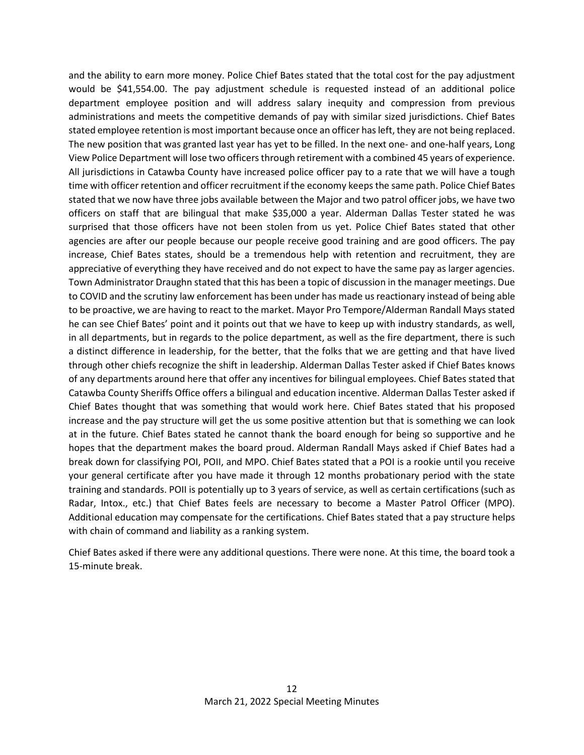and the ability to earn more money. Police Chief Bates stated that the total cost for the pay adjustment would be $41,554.00. The pay adjustment schedule is requested instead of an additional police department employee position and will address salary inequity and compression from previous administrations and meets the competitive demands of pay with similar sized jurisdictions. Chief Bates stated employee retention is most important because once an officer has left, they are not being replaced. The new position that was granted last year has yet to be filled. In the next one- and one-half years, Long View Police Department will lose two officers through retirement with a combined 45 years of experience. All jurisdictions in Catawba County have increased police officer pay to a rate that we will have a tough time with officer retention and officer recruitment if the economy keeps the same path. Police Chief Bates stated that we now have three jobs available between the Major and two patrol officer jobs, we have two officers on staff that are bilingual that make $35,000 a year. Alderman Dallas Tester stated he was surprised that those officers have not been stolen from us yet. Police Chief Bates stated that other agencies are after our people because our people receive good training and are good officers. The pay increase, Chief Bates states, should be a tremendous help with retention and recruitment, they are appreciative of everything they have received and do not expect to have the same pay as larger agencies. Town Administrator Draughn stated that this has been a topic of discussion in the manager meetings. Due to COVID and the scrutiny law enforcement has been under has made us reactionary instead of being able to be proactive, we are having to react to the market. Mayor Pro Tempore/Alderman Randall Mays stated he can see Chief Bates' point and it points out that we have to keep up with industry standards, as well, in all departments, but in regards to the police department, as well as the fire department, there is such a distinct difference in leadership, for the better, that the folks that we are getting and that have lived through other chiefs recognize the shift in leadership. Alderman Dallas Tester asked if Chief Bates knows of any departments around here that offer any incentives for bilingual employees. Chief Bates stated that Catawba County Sheriffs Office offers a bilingual and education incentive. Alderman Dallas Tester asked if Chief Bates thought that was something that would work here. Chief Bates stated that his proposed increase and the pay structure will get the us some positive attention but that is something we can look at in the future. Chief Bates stated he cannot thank the board enough for being so supportive and he hopes that the department makes the board proud. Alderman Randall Mays asked if Chief Bates had a break down for classifying POI, POII, and MPO. Chief Bates stated that a POI is a rookie until you receive your general certificate after you have made it through 12 months probationary period with the state training and standards. POII is potentially up to 3 years of service, as well as certain certifications (such as Radar, Intox., etc.) that Chief Bates feels are necessary to become a Master Patrol Officer (MPO). Additional education may compensate for the certifications. Chief Bates stated that a pay structure helps with chain of command and liability as a ranking system.

Chief Bates asked if there were any additional questions. There were none. At this time, the board took a 15-minute break.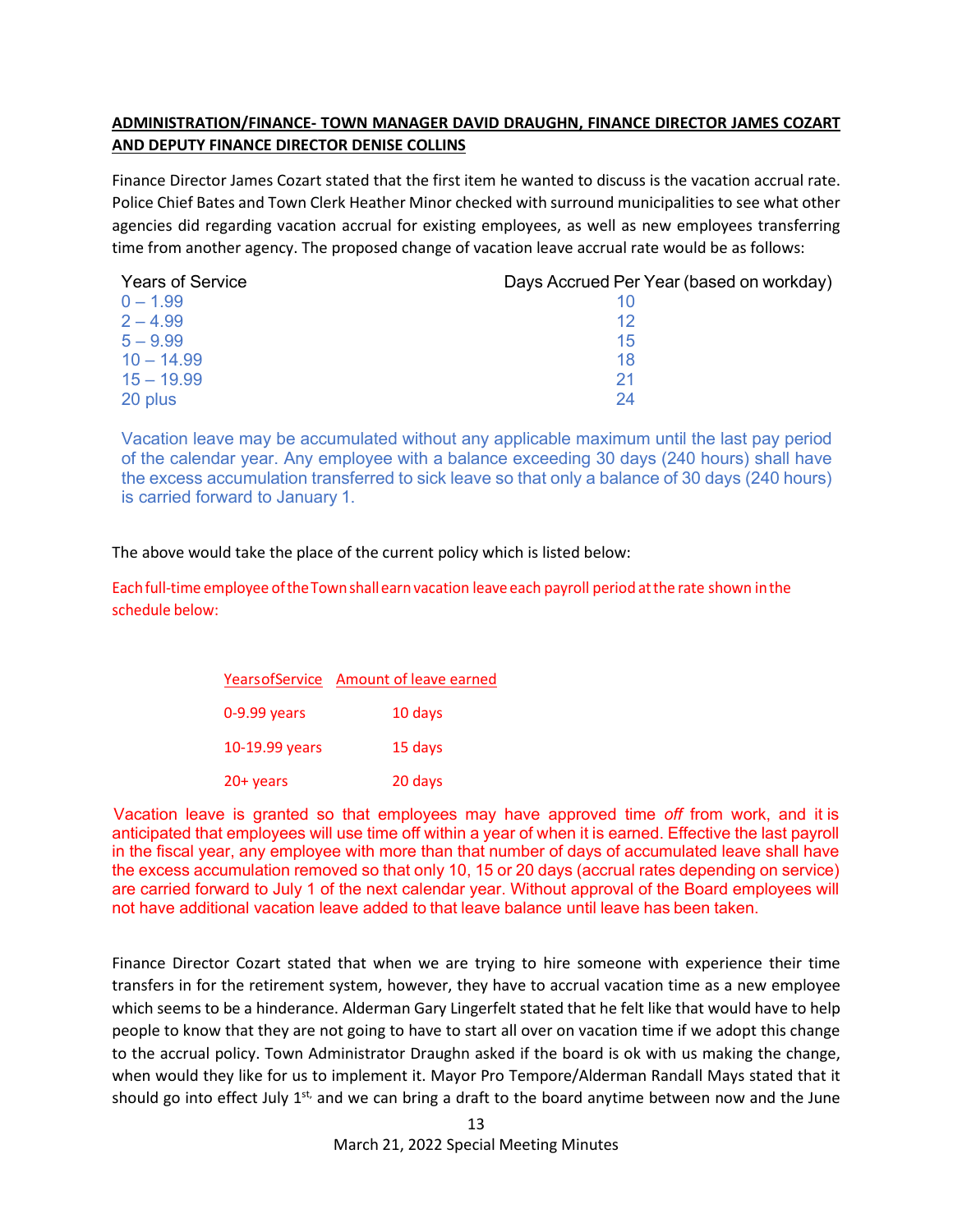**ADMINISTRATION/FINANCE- TOWN MANAGER DAVID DRAUGHN, FINANCE DIRECTOR JAMES COZART AND DEPUTY FINANCE DIRECTOR DENISE COLLINS**

Finance Director James Cozart stated that the first item he wanted to discuss is the vacation accrual rate. Police Chief Bates and Town Clerk Heather Minor checked with surround municipalities to see what other agencies did regarding vacation accrual for existing employees, as well as new employees transferring time from another agency. The proposed change of vacation leave accrual rate would be as follows:

| Years of Service | Days Accrued Per Year (based on workday) |
|---|---|
| 0 – 1.99 | 10 |
| 2 – 4.99 | 12 |
| 5 – 9.99 | 15 |
| 10 – 14.99 | 18 |
| 15 – 19.99 | 21 |
| 20 plus | 24 |

Vacation leave may be accumulated without any applicable maximum until the last pay period of the calendar year. Any employee with a balance exceeding 30 days (240 hours) shall have the excess accumulation transferred to sick leave so that only a balance of 30 days (240 hours) is carried forward to January 1.

The above would take the place of the current policy which is listed below:

Each full-time employee of the Town shall earn vacation leave each payroll period at the rate shown in the schedule below:

| Years of Service | Amount of leave earned |
|---|---|
| 0-9.99 years | 10 days |
| 10-19.99 years | 15 days |
| 20+ years | 20 days |

Vacation leave is granted so that employees may have approved time *off* from work, and it is anticipated that employees will use time off within a year of when it is earned. Effective the last payroll in the fiscal year, any employee with more than that number of days of accumulated leave shall have the excess accumulation removed so that only 10, 15 or 20 days (accrual rates depending on service) are carried forward to July 1 of the next calendar year. Without approval of the Board employees will not have additional vacation leave added to that leave balance until leave has been taken.

Finance Director Cozart stated that when we are trying to hire someone with experience their time transfers in for the retirement system, however, they have to accrual vacation time as a new employee which seems to be a hinderance. Alderman Gary Lingerfelt stated that he felt like that would have to help people to know that they are not going to have to start all over on vacation time if we adopt this change to the accrual policy. Town Administrator Draughn asked if the board is ok with us making the change, when would they like for us to implement it. Mayor Pro Tempore/Alderman Randall Mays stated that it should go into effect July 1st, and we can bring a draft to the board anytime between now and the June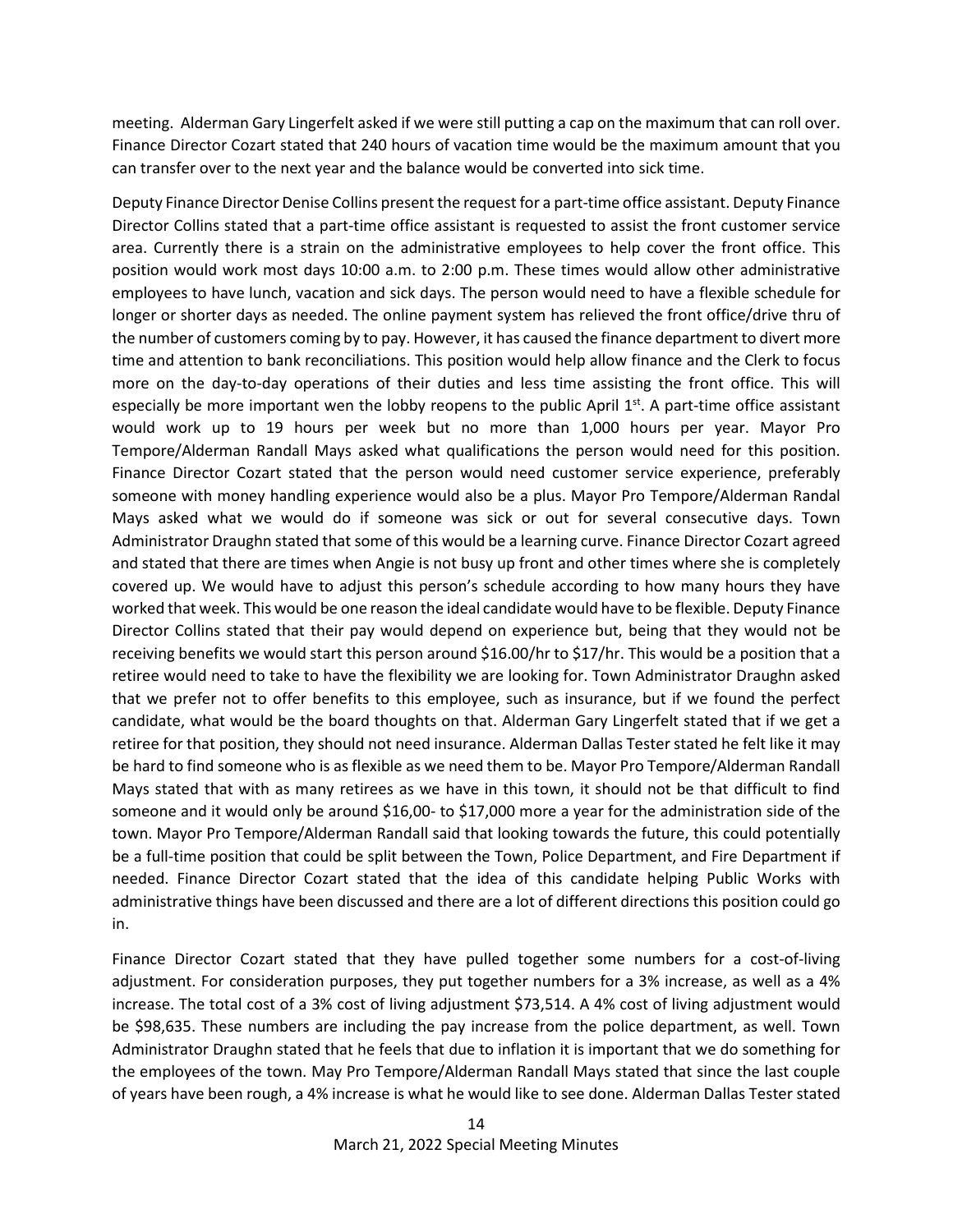meeting. Alderman Gary Lingerfelt asked if we were still putting a cap on the maximum that can roll over. Finance Director Cozart stated that 240 hours of vacation time would be the maximum amount that you can transfer over to the next year and the balance would be converted into sick time.

Deputy Finance Director Denise Collins present the request for a part-time office assistant. Deputy Finance Director Collins stated that a part-time office assistant is requested to assist the front customer service area. Currently there is a strain on the administrative employees to help cover the front office. This position would work most days 10:00 a.m. to 2:00 p.m. These times would allow other administrative employees to have lunch, vacation and sick days. The person would need to have a flexible schedule for longer or shorter days as needed. The online payment system has relieved the front office/drive thru of the number of customers coming by to pay. However, it has caused the finance department to divert more time and attention to bank reconciliations. This position would help allow finance and the Clerk to focus more on the day-to-day operations of their duties and less time assisting the front office. This will especially be more important wen the lobby reopens to the public April 1st. A part-time office assistant would work up to 19 hours per week but no more than 1,000 hours per year. Mayor Pro Tempore/Alderman Randall Mays asked what qualifications the person would need for this position. Finance Director Cozart stated that the person would need customer service experience, preferably someone with money handling experience would also be a plus. Mayor Pro Tempore/Alderman Randal Mays asked what we would do if someone was sick or out for several consecutive days. Town Administrator Draughn stated that some of this would be a learning curve. Finance Director Cozart agreed and stated that there are times when Angie is not busy up front and other times where she is completely covered up. We would have to adjust this person's schedule according to how many hours they have worked that week. This would be one reason the ideal candidate would have to be flexible. Deputy Finance Director Collins stated that their pay would depend on experience but, being that they would not be receiving benefits we would start this person around $16.00/hr to $17/hr. This would be a position that a retiree would need to take to have the flexibility we are looking for. Town Administrator Draughn asked that we prefer not to offer benefits to this employee, such as insurance, but if we found the perfect candidate, what would be the board thoughts on that. Alderman Gary Lingerfelt stated that if we get a retiree for that position, they should not need insurance. Alderman Dallas Tester stated he felt like it may be hard to find someone who is as flexible as we need them to be. Mayor Pro Tempore/Alderman Randall Mays stated that with as many retirees as we have in this town, it should not be that difficult to find someone and it would only be around $16,00- to $17,000 more a year for the administration side of the town. Mayor Pro Tempore/Alderman Randall said that looking towards the future, this could potentially be a full-time position that could be split between the Town, Police Department, and Fire Department if needed. Finance Director Cozart stated that the idea of this candidate helping Public Works with administrative things have been discussed and there are a lot of different directions this position could go in.

Finance Director Cozart stated that they have pulled together some numbers for a cost-of-living adjustment. For consideration purposes, they put together numbers for a 3% increase, as well as a 4% increase. The total cost of a 3% cost of living adjustment $73,514. A 4% cost of living adjustment would be $98,635. These numbers are including the pay increase from the police department, as well. Town Administrator Draughn stated that he feels that due to inflation it is important that we do something for the employees of the town. May Pro Tempore/Alderman Randall Mays stated that since the last couple of years have been rough, a 4% increase is what he would like to see done. Alderman Dallas Tester stated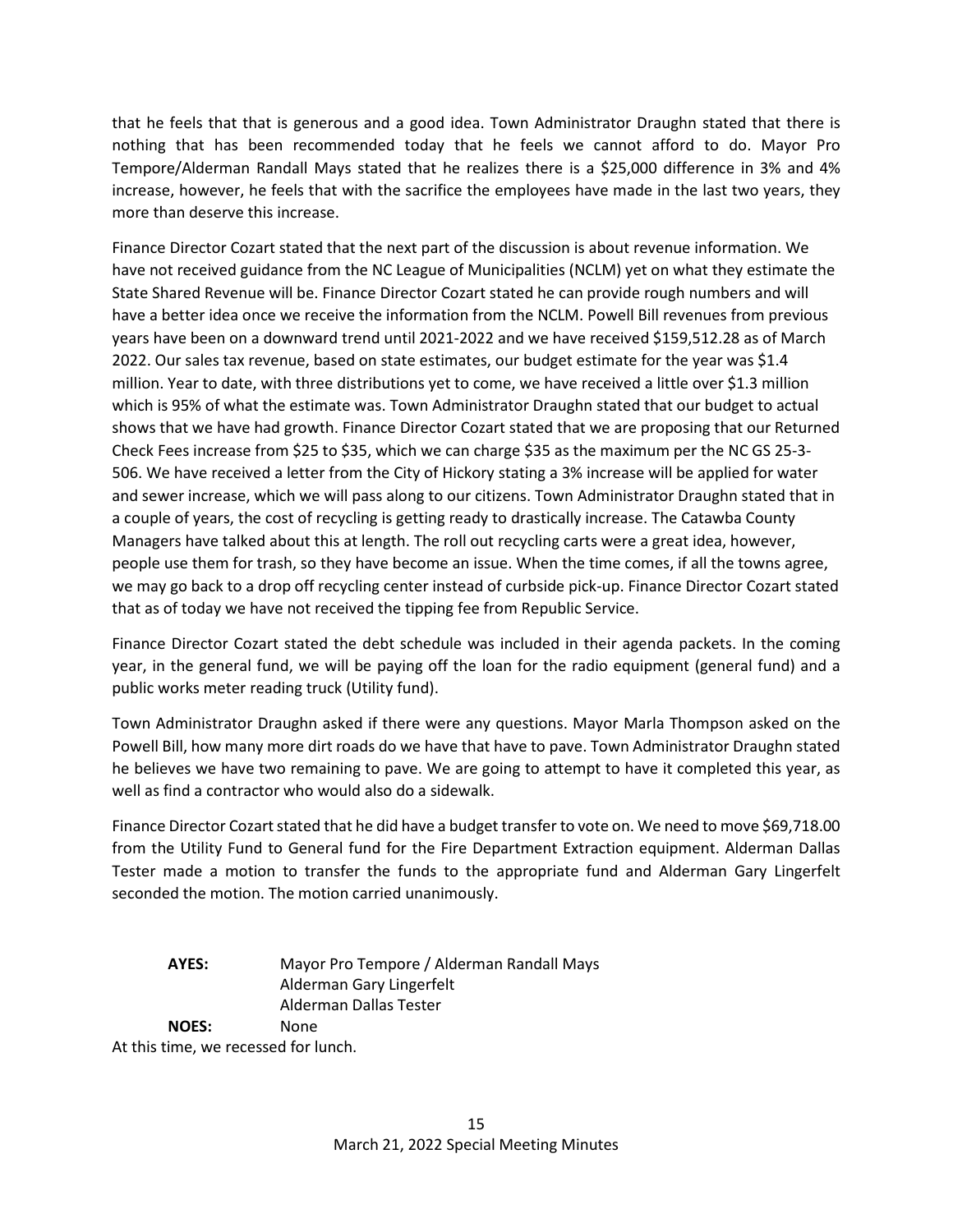that he feels that that is generous and a good idea. Town Administrator Draughn stated that there is nothing that has been recommended today that he feels we cannot afford to do. Mayor Pro Tempore/Alderman Randall Mays stated that he realizes there is a $25,000 difference in 3% and 4% increase, however, he feels that with the sacrifice the employees have made in the last two years, they more than deserve this increase.

Finance Director Cozart stated that the next part of the discussion is about revenue information. We have not received guidance from the NC League of Municipalities (NCLM) yet on what they estimate the State Shared Revenue will be. Finance Director Cozart stated he can provide rough numbers and will have a better idea once we receive the information from the NCLM. Powell Bill revenues from previous years have been on a downward trend until 2021-2022 and we have received $159,512.28 as of March 2022. Our sales tax revenue, based on state estimates, our budget estimate for the year was $1.4 million. Year to date, with three distributions yet to come, we have received a little over $1.3 million which is 95% of what the estimate was. Town Administrator Draughn stated that our budget to actual shows that we have had growth. Finance Director Cozart stated that we are proposing that our Returned Check Fees increase from $25 to $35, which we can charge $35 as the maximum per the NC GS 25-3-506. We have received a letter from the City of Hickory stating a 3% increase will be applied for water and sewer increase, which we will pass along to our citizens. Town Administrator Draughn stated that in a couple of years, the cost of recycling is getting ready to drastically increase. The Catawba County Managers have talked about this at length. The roll out recycling carts were a great idea, however, people use them for trash, so they have become an issue. When the time comes, if all the towns agree, we may go back to a drop off recycling center instead of curbside pick-up. Finance Director Cozart stated that as of today we have not received the tipping fee from Republic Service.

Finance Director Cozart stated the debt schedule was included in their agenda packets. In the coming year, in the general fund, we will be paying off the loan for the radio equipment (general fund) and a public works meter reading truck (Utility fund).

Town Administrator Draughn asked if there were any questions. Mayor Marla Thompson asked on the Powell Bill, how many more dirt roads do we have that have to pave. Town Administrator Draughn stated he believes we have two remaining to pave. We are going to attempt to have it completed this year, as well as find a contractor who would also do a sidewalk.

Finance Director Cozart stated that he did have a budget transfer to vote on. We need to move $69,718.00 from the Utility Fund to General fund for the Fire Department Extraction equipment. Alderman Dallas Tester made a motion to transfer the funds to the appropriate fund and Alderman Gary Lingerfelt seconded the motion. The motion carried unanimously.

**AYES:** Mayor Pro Tempore / Alderman Randall Mays
Alderman Gary Lingerfelt
Alderman Dallas Tester

**NOES:** None

At this time, we recessed for lunch.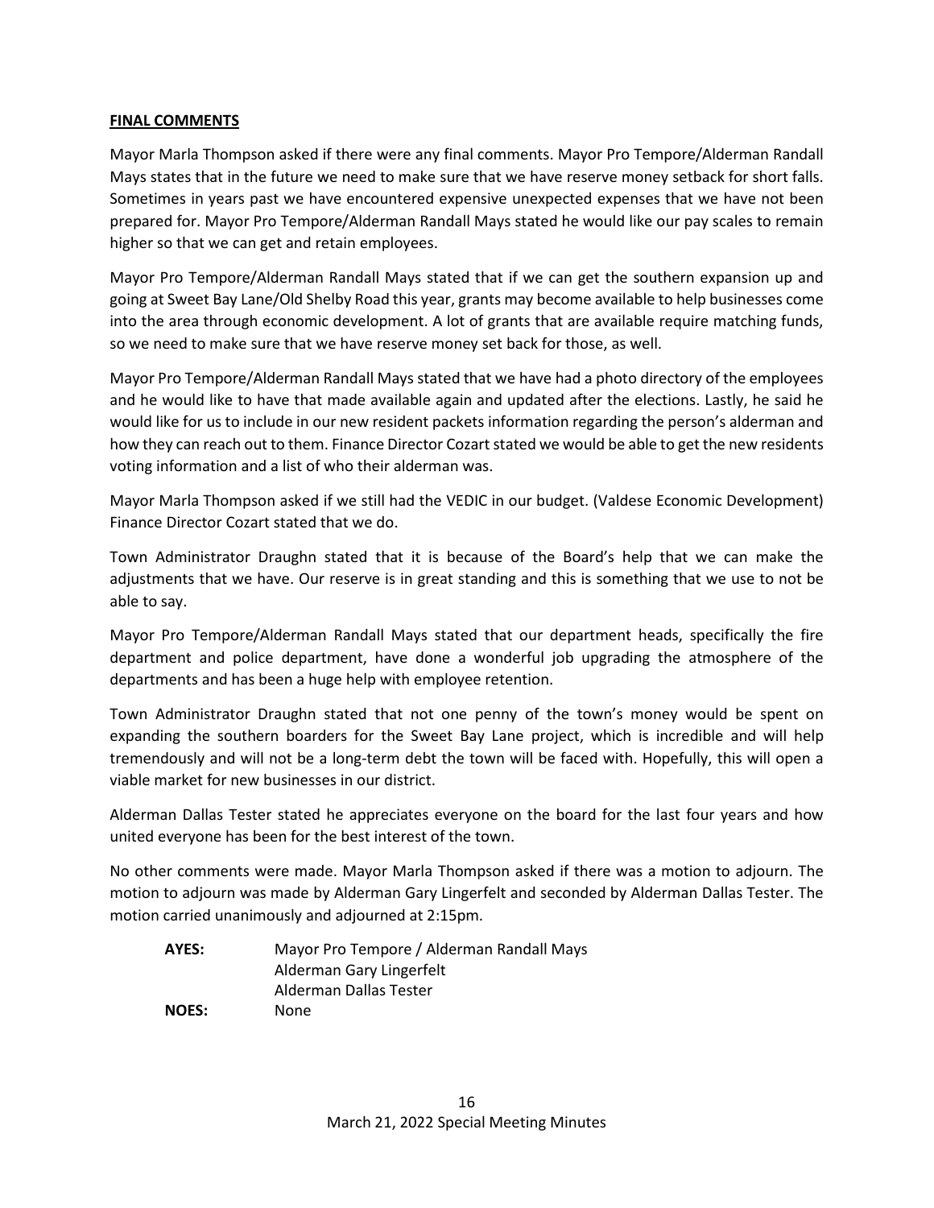**FINAL COMMENTS**

Mayor Marla Thompson asked if there were any final comments. Mayor Pro Tempore/Alderman Randall Mays states that in the future we need to make sure that we have reserve money setback for short falls. Sometimes in years past we have encountered expensive unexpected expenses that we have not been prepared for. Mayor Pro Tempore/Alderman Randall Mays stated he would like our pay scales to remain higher so that we can get and retain employees.

Mayor Pro Tempore/Alderman Randall Mays stated that if we can get the southern expansion up and going at Sweet Bay Lane/Old Shelby Road this year, grants may become available to help businesses come into the area through economic development. A lot of grants that are available require matching funds, so we need to make sure that we have reserve money set back for those, as well.

Mayor Pro Tempore/Alderman Randall Mays stated that we have had a photo directory of the employees and he would like to have that made available again and updated after the elections. Lastly, he said he would like for us to include in our new resident packets information regarding the person's alderman and how they can reach out to them. Finance Director Cozart stated we would be able to get the new residents voting information and a list of who their alderman was.

Mayor Marla Thompson asked if we still had the VEDIC in our budget. (Valdese Economic Development) Finance Director Cozart stated that we do.

Town Administrator Draughn stated that it is because of the Board's help that we can make the adjustments that we have. Our reserve is in great standing and this is something that we use to not be able to say.

Mayor Pro Tempore/Alderman Randall Mays stated that our department heads, specifically the fire department and police department, have done a wonderful job upgrading the atmosphere of the departments and has been a huge help with employee retention.

Town Administrator Draughn stated that not one penny of the town's money would be spent on expanding the southern boarders for the Sweet Bay Lane project, which is incredible and will help tremendously and will not be a long-term debt the town will be faced with. Hopefully, this will open a viable market for new businesses in our district.

Alderman Dallas Tester stated he appreciates everyone on the board for the last four years and how united everyone has been for the best interest of the town.

No other comments were made. Mayor Marla Thompson asked if there was a motion to adjourn. The motion to adjourn was made by Alderman Gary Lingerfelt and seconded by Alderman Dallas Tester. The motion carried unanimously and adjourned at 2:15pm.

**AYES:** Mayor Pro Tempore / Alderman Randall Mays
Alderman Gary Lingerfelt
Alderman Dallas Tester

**NOES:** None

March 21, 2022 Special Meeting Minutes